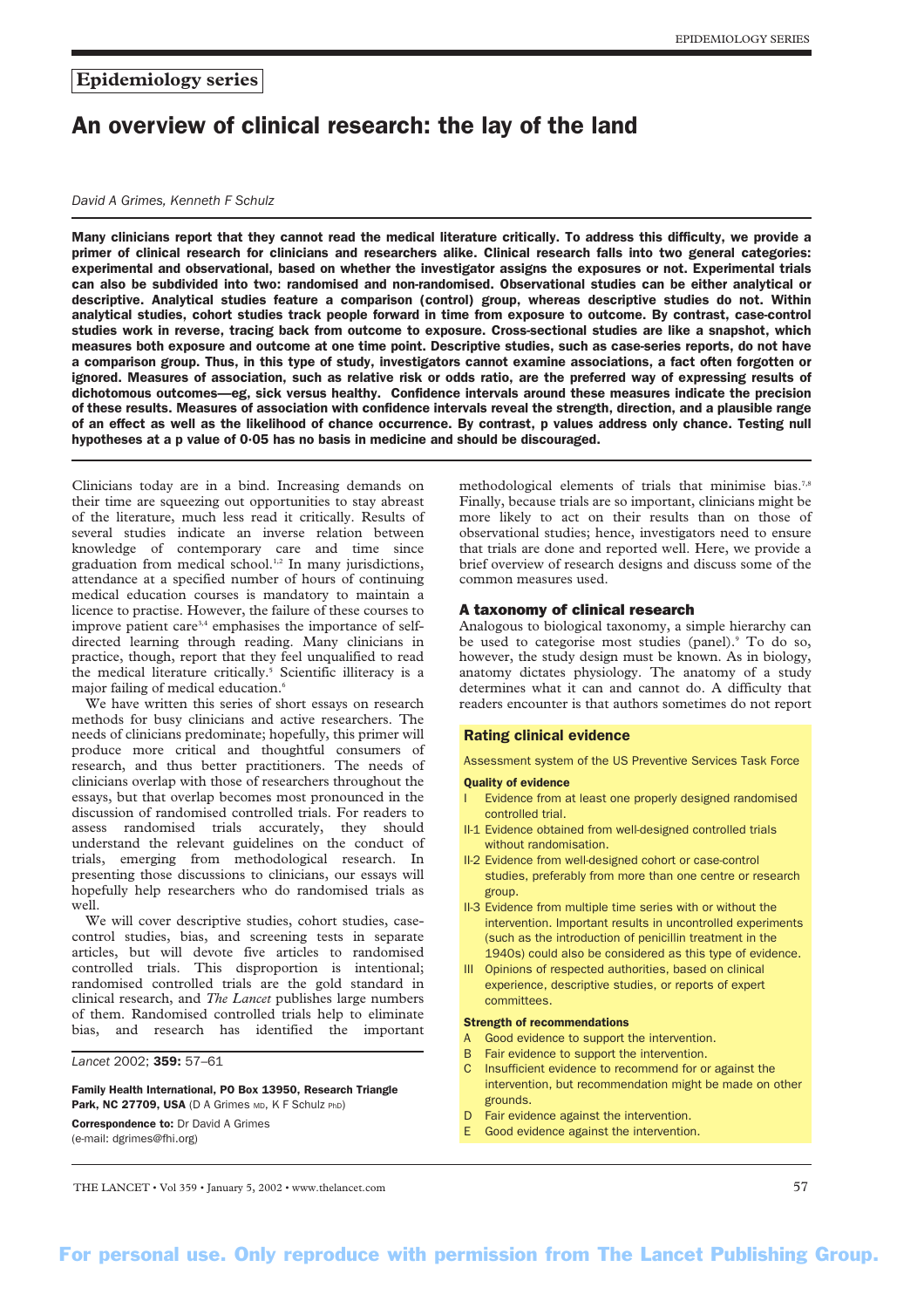**Epidemiology series**

# An overview of clinical research: the lay of the land

*David A Grimes, Kenneth F Schulz*

**Many clinicians report that they cannot read the medical literature critically. To address this difficulty, we provide a primer of clinical research for clinicians and researchers alike. Clinical research falls into two general categories: experimental and observational, based on whether the investigator assigns the exposures or not. Experimental trials can also be subdivided into two: randomised and non-randomised. Observational studies can be either analytical or descriptive. Analytical studies feature a comparison (control) group, whereas descriptive studies do not. Within analytical studies, cohort studies track people forward in time from exposure to outcome. By contrast, case-control studies work in reverse, tracing back from outcome to exposure. Cross-sectional studies are like a snapshot, which measures both exposure and outcome at one time point. Descriptive studies, such as case-series reports, do not have a comparison group. Thus, in this type of study, investigators cannot examine associations, a fact often forgotten or ignored. Measures of association, such as relative risk or odds ratio, are the preferred way of expressing results of dichotomous outcomes—eg, sick versus healthy. Confidence intervals around these measures indicate the precision of these results. Measures of association with confidence intervals reveal the strength, direction, and a plausible range of an effect as well as the likelihood of chance occurrence. By contrast, p values address only chance. Testing null hypotheses at a p value of 0·05 has no basis in medicine and should be discouraged.**

Clinicians today are in a bind. Increasing demands on their time are squeezing out opportunities to stay abreast of the literature, much less read it critically. Results of several studies indicate an inverse relation between knowledge of contemporary care and time since graduation from medical school.[1,2] In many jurisdictions, attendance at a specified number of hours of continuing medical education courses is mandatory to maintain a licence to practise. However, the failure of these courses to improve patient care[3,4] emphasises the importance of self-directed learning through reading. Many clinicians in practice, though, report that they feel unqualified to read the medical literature critically.[5] Scientific illiteracy is a major failing of medical education.[6]

We have written this series of short essays on research methods for busy clinicians and active researchers. The needs of clinicians predominate; hopefully, this primer will produce more critical and thoughtful consumers of research, and thus better practitioners. The needs of clinicians overlap with those of researchers throughout the essays, but that overlap becomes most pronounced in the discussion of randomised controlled trial. For readers to assess randomised trials accurately, they should understand the relevant guidelines on the conduct of trials, emerging from methodological research. In presenting those discussions to clinicians, our essays will hopefully help researchers who do randomised trials as well.

We will cover descriptive studies, cohort studies, case-control studies, bias, and screening tests in separate articles, but will devote five articles to randomised controlled trials. This disproportion is intentional; randomised controlled trials are the gold standard in clinical research, and *The Lancet* publishes large numbers of them. Randomised controlled trials help to eliminate bias, and research has identified the important methodological elements of trials that minimise bias.[7,8] Finally, because trials are so important, clinicians might be more likely to act on their results than on those of observational studies; hence, investigators need to ensure that trials are done and reported well. Here, we provide a brief overview of research designs and discuss some of the common measures used.

*Lancet* 2002; **359:** 57–61

**Family Health International, PO Box 13950, Research Triangle Park, NC 27709, USA** (D A Grimes MD, K F Schulz PhD)

**Correspondence to:** Dr David A Grimes (e-mail: dgrimes@fhi.org)

## A taxonomy of clinical research

Analogous to biological taxonomy, a simple hierarchy can be used to categorise most studies (panel).[9] To do so, however, the study design must be known. As in biology, anatomy dictates physiology. The anatomy of a study determines what it can and cannot do. A difficulty that readers encounter is that authors sometimes do not report

### Rating clinical evidence

Assessment system of the US Preventive Services Task Force

**Quality of evidence**

- I Evidence from at least one properly designed randomised controlled trial.
- II-1 Evidence obtained from well-designed controlled trials without randomisation.
- II-2 Evidence from well-designed cohort or case-control studies, preferably from more than one centre or research group.
- II-3 Evidence from multiple time series with or without the intervention. Important results in uncontrolled experiments (such as the introduction of penicillin treatment in the 1940s) could also be considered as this type of evidence.
- III Opinions of respected authorities, based on clinical experience, descriptive studies, or reports of expert committees.

**Strength of recommendations**

- A Good evidence to support the intervention.
- B Fair evidence to support the intervention.
- C Insufficient evidence to recommend for or against the intervention, but recommendation might be made on other grounds.
- D Fair evidence against the intervention.
- E Good evidence against the intervention.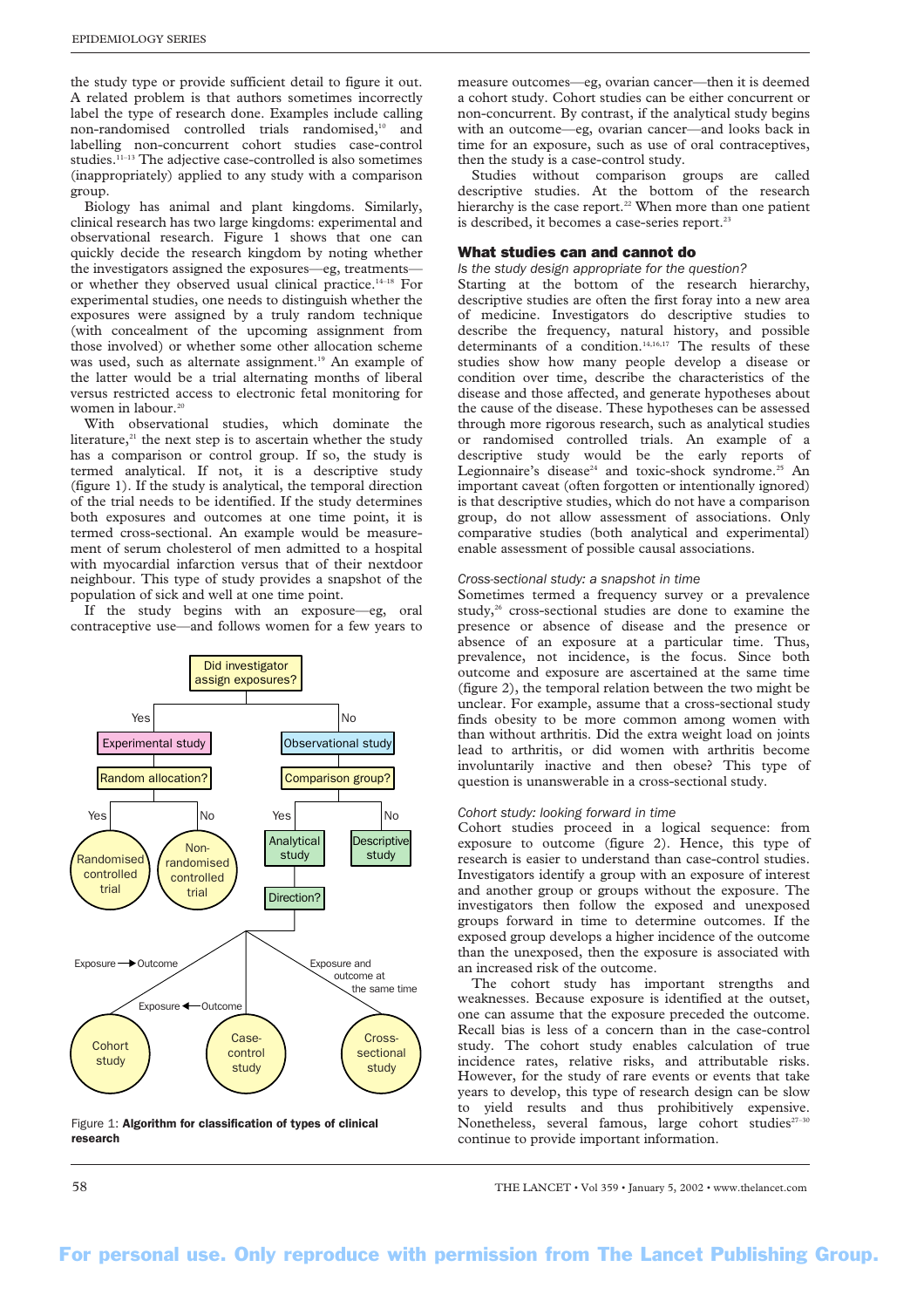the study type or provide sufficient detail to figure it out. A related problem is that authors sometimes incorrectly label the type of research done. Examples include calling non-randomised controlled trials randomised,[10] and labelling non-concurrent cohort studies case-control studies.[11–13] The adjective case-controlled is also sometimes (inappropriately) applied to any study with a comparison group.

Biology has animal and plant kingdoms. Similarly, clinical research has two large kingdoms: experimental and observational research. Figure 1 shows that one can quickly decide the research kingdom by noting whether the investigators assigned the exposures—eg, treatments—or whether they observed usual clinical practice.[14–18] For experimental studies, one needs to distinguish whether the exposures were assigned by a truly random technique (with concealment of the upcoming assignment from those involved) or whether some other allocation scheme was used, such as alternate assignment.[19] An example of the latter would be a trial alternating months of liberal versus restricted access to electronic fetal monitoring for women in labour.[20]

With observational studies, which dominate the literature,[21] the next step is to ascertain whether the study has a comparison or control group. If so, the study is termed analytical. If not, it is a descriptive study (figure 1). If the study is analytical, the temporal direction of the trial needs to be identified. If the study determines both exposures and outcomes at one time point, it is termed cross-sectional. An example would be measurement of serum cholesterol of men admitted to a hospital with myocardial infarction versus that of their nextdoor neighbour. This type of study provides a snapshot of the population of sick and well at one time point.

If the study begins with an exposure—eg, oral contraceptive use—and follows women for a few years to measure outcomes—eg, ovarian cancer—then it is deemed a cohort study. Cohort studies can be either concurrent or non-concurrent. By contrast, if the analytical study begins with an outcome—eg, ovarian cancer—and looks back in time for an exposure, such as use of oral contraceptives, then the study is a case-control study.

Studies without comparison groups are called descriptive studies. At the bottom of the research hierarchy is the case report.[22] When more than one patient is described, it becomes a case-series report.[23]

Did investigator assign exposures?
Yes
No
Experimental study
Observational study
Random allocation?
Comparison group?
Yes
No
Yes
No
Randomised controlled trial
Non-randomised controlled trial
Analytical study
Descriptive study
Direction?
Exposure → Outcome
Exposure ← Outcome
Exposure and outcome at the same time
Cohort study
Case-control study
Cross-sectional study

Figure 1: **Algorithm for classification of types of clinical research**

## What studies can and cannot do

*Is the study design appropriate for the question?*

Starting at the bottom of the research hierarchy, descriptive studies are often the first foray into a new area of medicine. Investigators do descriptive studies to describe the frequency, natural history, and possible determinants of a condition.[14,16,17] The results of these studies show how many people develop a disease or condition over time, describe the characteristics of the disease and those affected, and generate hypotheses about the cause of the disease. These hypotheses can be assessed through more rigorous research, such as analytical studies or randomised controlled trials. An example of a descriptive study would be the early reports of Legionnaire's disease[24] and toxic-shock syndrome.[25] An important caveat (often forgotten or intentionally ignored) is that descriptive studies, which do not have a comparison group, do not allow assessment of associations. Only comparative studies (both analytical and experimental) enable assessment of possible causal associations.

*Cross-sectional study: a snapshot in time*

Sometimes termed a frequency survey or a prevalence study,[26] cross-sectional studies are done to examine the presence or absence of disease and the presence or absence of an exposure at a particular time. Thus, prevalence, not incidence, is the focus. Since both outcome and exposure are ascertained at the same time (figure 2), the temporal relation between the two might be unclear. For example, assume that a cross-sectional study finds obesity to be more common among women with than without arthritis. Did the extra weight load on joints lead to arthritis, or did women with arthritis become involuntarily inactive and then obese? This type of question is unanswerable in a cross-sectional study.

*Cohort study: looking forward in time*

Cohort studies proceed in a logical sequence: from exposure to outcome (figure 2). Hence, this type of research is easier to understand than case-control studies. Investigators identify a group with an exposure of interest and another group or groups without the exposure. The investigators then follow the exposed and unexposed groups forward in time to determine outcomes. If the exposed group develops a higher incidence of the outcome than the unexposed, then the exposure is associated with an increased risk of the outcome.

The cohort study has important strengths and weaknesses. Because exposure is identified at the outset, one can assume that the exposure preceded the outcome. Recall bias is less of a concern than in the case-control study. The cohort study enables calculation of true incidence rates, relative risks, and attributable risks. However, for the study of rare events or events that take years to develop, this type of research design can be slow to yield results and thus prohibitively expensive. Nonetheless, several famous, large cohort studies[27–30] continue to provide important information.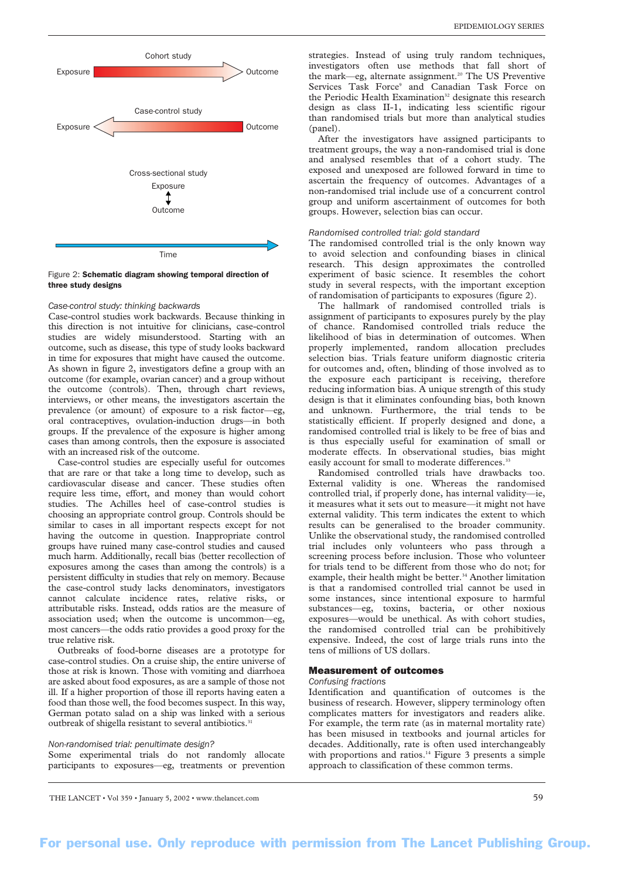Cohort study

Exposure

Outcome

Case-control study

Exposure

Outcome

Cross-sectional study

Exposure

Outcome

Time

Figure 2: **Schematic diagram showing temporal direction of three study designs**

*Case-control study: thinking backwards*

Case-control studies work backwards. Because thinking in this direction is not intuitive for clinicians, case-control studies are widely misunderstood. Starting with an outcome, such as disease, this type of study looks backward in time for exposures that might have caused the outcome. As shown in figure 2, investigators define a group with an outcome (for example, ovarian cancer) and a group without the outcome (controls). Then, through chart reviews, interviews, or other means, the investigators ascertain the prevalence (or amount) of exposure to a risk factor—eg, oral contraceptives, ovulation-induction drugs—in both groups. If the prevalence of the exposure is higher among cases than among controls, then the exposure is associated with an increased risk of the outcome.

Case-control studies are especially useful for outcomes that are rare or that take a long time to develop, such as cardiovascular disease and cancer. These studies often require less time, effort, and money than would cohort studies. The Achilles heel of case-control studies is choosing an appropriate control group. Controls should be similar to cases in all important respects except for not having the outcome in question. Inappropriate control groups have ruined many case-control studies and caused much harm. Additionally, recall bias (better recollection of exposures among the cases than among the controls) is a persistent difficulty in studies that rely on memory. Because the case-control study lacks denominators, investigators cannot calculate incidence rates, relative risks, or attributable risks. Instead, odds ratios are the measure of association used; when the outcome is uncommon—eg, most cancers—the odds ratio provides a good proxy for the true relative risk.

Outbreaks of food-borne diseases are a prototype for case-control studies. On a cruise ship, the entire universe of those at risk is known. Those with vomiting and diarrhoea are asked about food exposures, as are a sample of those not ill. If a higher proportion of those ill reports having eaten a food than those well, the food becomes suspect. In this way, German potato salad on a ship was linked with a serious outbreak of shigella resistant to several antibiotics.[31]

*Non-randomised trial: penultimate design?*

Some experimental trials do not randomly allocate participants to exposures—eg, treatments or prevention strategies. Instead of using truly random techniques, investigators often use methods that fall short of the mark—eg, alternate assignment.[20] The US Preventive Services Task Force[9] and Canadian Task Force on the Periodic Health Examination[32] designate this research design as class II-1, indicating less scientific rigour than randomised trials but more than analytical studies (panel).

After the investigators have assigned participants to treatment groups, the way a non-randomised trial is done and analysed resembles that of a cohort study. The exposed and unexposed are followed forward in time to ascertain the frequency of outcomes. Advantages of a non-randomised trial include use of a concurrent control group and uniform ascertainment of outcomes for both groups. However, selection bias can occur.

*Randomised controlled trial: gold standard*

The randomised controlled trial is the only known way to avoid selection and confounding biases in clinical research. This design approximates the controlled experiment of basic science. It resembles the cohort study in several respects, with the important exception of randomisation of participants to exposures (figure 2).

The hallmark of randomised controlled trials is assignment of participants to exposures purely by the play of chance. Randomised controlled trials reduce the likelihood of bias in determination of outcomes. When properly implemented, random allocation precludes selection bias. Trials feature uniform diagnostic criteria for outcomes and, often, blinding of those involved as to the exposure each participant is receiving, therefore reducing information bias. A unique strength of this study design is that it eliminates confounding bias, both known and unknown. Furthermore, the trial tends to be statistically efficient. If properly designed and done, a randomised controlled trial is likely to be free of bias and is thus especially useful for examination of small or moderate effects. In observational studies, bias might easily account for small to moderate differences.[33]

Randomised controlled trials have drawbacks too. External validity is one. Whereas the randomised controlled trial, if properly done, has internal validity—ie, it measures what it sets out to measure—it might not have external validity. This term indicates the extent to which results can be generalised to the broader community. Unlike the observational study, the randomised controlled trial includes only volunteers who pass through a screening process before inclusion. Those who volunteer for trials tend to be different from those who do not; for example, their health might be better.[34] Another limitation is that a randomised controlled trial cannot be used in some instances, since intentional exposure to harmful substances—eg, toxins, bacteria, or other noxious exposures—would be unethical. As with cohort studies, the randomised controlled trial can be prohibitively expensive. Indeed, the cost of large trials runs into the tens of millions of US dollars.

## Measurement of outcomes

*Confusing fractions*

Identification and quantification of outcomes is the business of research. However, slippery terminology often complicates matters for investigators and readers alike. For example, the term rate (as in maternal mortality rate) has been misused in textbooks and journal articles for decades. Additionally, rate is often used interchangeably with proportions and ratios.[14] Figure 3 presents a simple approach to classification of these common terms.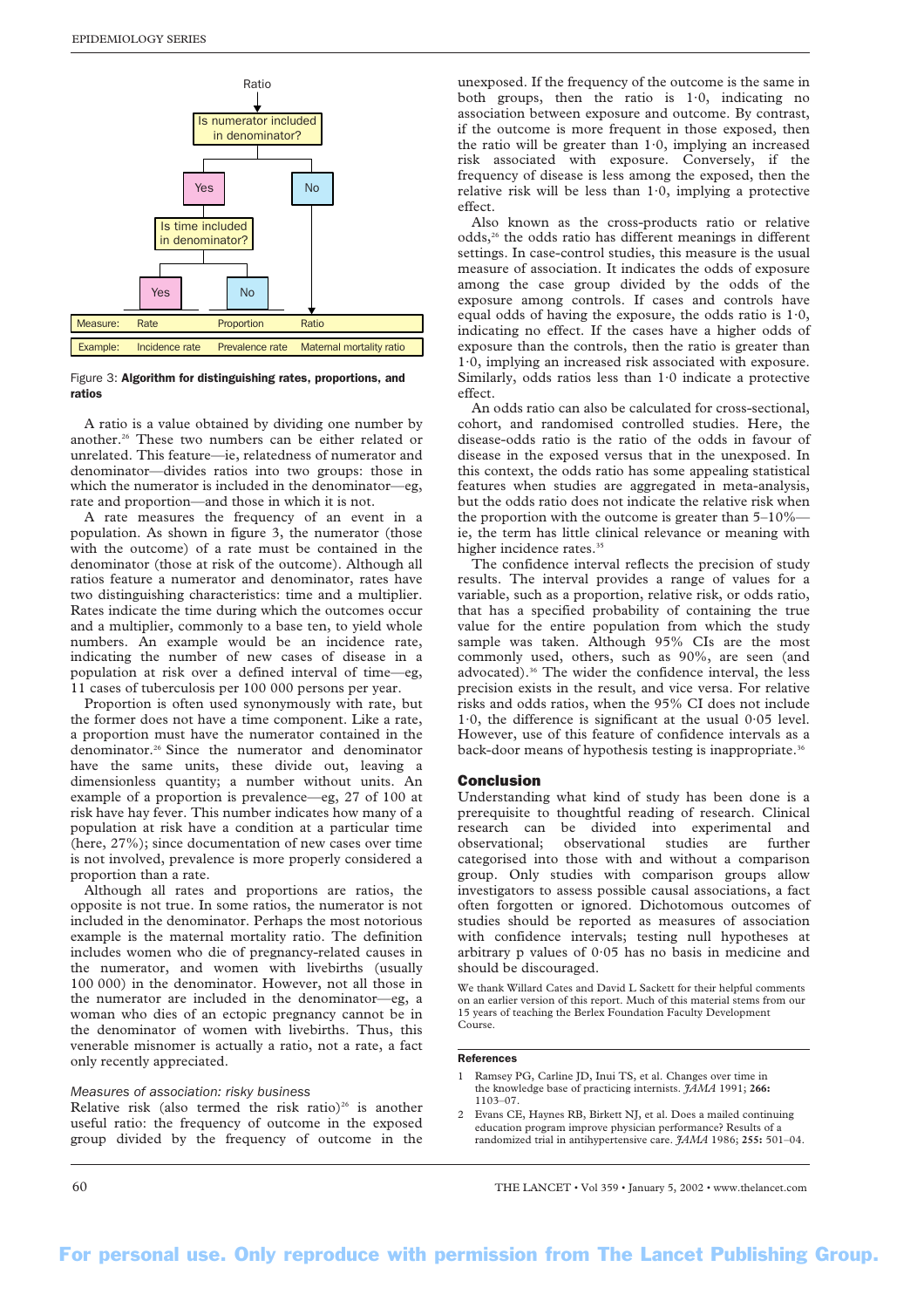Figure 3: **Algorithm for distinguishing rates, proportions, and ratios**

A ratio is a value obtained by dividing one number by another.[26] These two numbers can be either related or unrelated. This feature—ie, relatedness of numerator and denominator—divides ratios into two groups: those in which the numerator is included in the denominator—eg, rate and proportion—and those in which it is not.

A rate measures the frequency of an event in a population. As shown in figure 3, the numerator (those with the outcome) of a rate must be contained in the denominator (those at risk of the outcome). Although all ratios feature a numerator and denominator, rates have two distinguishing characteristics: time and a multiplier. Rates indicate the time during which the outcomes occur and a multiplier, commonly to a base ten, to yield whole numbers. An example would be an incidence rate, indicating the number of new cases of disease in a population at risk over a defined interval of time—eg, 11 cases of tuberculosis per 100 000 persons per year.

Proportion is often used synonymously with rate, but the former does not have a time component. Like a rate, a proportion must have the numerator contained in the denominator.[26] Since the numerator and denominator have the same units, these divide out, leaving a dimensionless quantity; a number without units. An example of a proportion is prevalence—eg, 27 of 100 at risk have hay fever. This number indicates how many of a population at risk have a condition at a particular time (here, 27%); since documentation of new cases over time is not involved, prevalence is more properly considered a proportion than a rate.

Although all rates and proportions are ratios, the opposite is not true. In some ratios, the numerator is not included in the denominator. Perhaps the most notorious example is the maternal mortality ratio. The definition includes women who die of pregnancy-related causes in the numerator, and women with livebirths (usually 100 000) in the denominator. However, not all those in the numerator are included in the denominator—eg, a woman who dies of an ectopic pregnancy cannot be in the denominator of women with livebirths. Thus, this venerable misnomer is actually a ratio, not a rate, a fact only recently appreciated.

*Measures of association: risky business*

Relative risk (also termed the risk ratio)[26] is another useful ratio: the frequency of outcome in the exposed group divided by the frequency of outcome in the unexposed. If the frequency of the outcome is the same in both groups, then the ratio is 1·0, indicating no association between exposure and outcome. By contrast, if the outcome is more frequent in those exposed, then the ratio will be greater than 1·0, implying an increased risk associated with exposure. Conversely, if the frequency of disease is less among the exposed, then the relative risk will be less than 1·0, implying a protective effect.

Also known as the cross-products ratio or relative odds,[26] the odds ratio has different meanings in different settings. In case-control studies, this measure is the usual measure of association. It indicates the odds of exposure among the case group divided by the odds of the exposure among controls. If cases and controls have equal odds of having the exposure, the odds ratio is 1·0, indicating no effect. If the cases have a higher odds of exposure than the controls, then the ratio is greater than 1·0, implying an increased risk associated with exposure. Similarly, odds ratios less than 1·0 indicate a protective effect.

An odds ratio can also be calculated for cross-sectional, cohort, and randomised controlled studies. Here, the disease-odds ratio is the ratio of the odds in favour of disease in the exposed versus that in the unexposed. In this context, the odds ratio has some appealing statistical features when studies are aggregated in meta-analysis, but the odds ratio does not indicate the relative risk when the proportion with the outcome is greater than 5–10%—ie, the term has little clinical relevance or meaning with higher incidence rates.[35]

The confidence interval reflects the precision of study results. The interval provides a range of values for a variable, such as a proportion, relative risk, or odds ratio, that has a specified probability of containing the true value for the entire population from which the study sample was taken. Although 95% CIs are the most commonly used, others, such as 90%, are seen (and advocated).[36] The wider the confidence interval, the less precision exists in the result, and vice versa. For relative risks and odds ratios, when the 95% CI does not include 1·0, the difference is significant at the usual 0·05 level. However, use of this feature of confidence intervals as a back-door means of hypothesis testing is inappropriate.[36]

## Conclusion

Understanding what kind of study has been done is a prerequisite to thoughtful reading of research. Clinical research can be divided into experimental and observational; observational studies are further categorised into those with and without a comparison group. Only studies with comparison groups allow investigators to assess possible causal associations, a fact often forgotten or ignored. Dichotomous outcomes of studies should be reported as measures of association with confidence intervals; testing null hypotheses at arbitrary p values of 0·05 has no basis in medicine and should be discouraged.

We thank Willard Cates and David L Sackett for their helpful comments on an earlier version of this report. Much of this material stems from our 15 years of teaching the Berlex Foundation Faculty Development Course.

### References

1. Ramsey PG, Carline JD, Inui TS, et al. Changes over time in the knowledge base of practicing internists. *JAMA* 1991; **266:** 1103–07.
2. Evans CE, Haynes RB, Birkett NJ, et al. Does a mailed continuing education program improve physician performance? Results of a randomized trial in antihypertensive care. *JAMA* 1986; **255:** 501–04.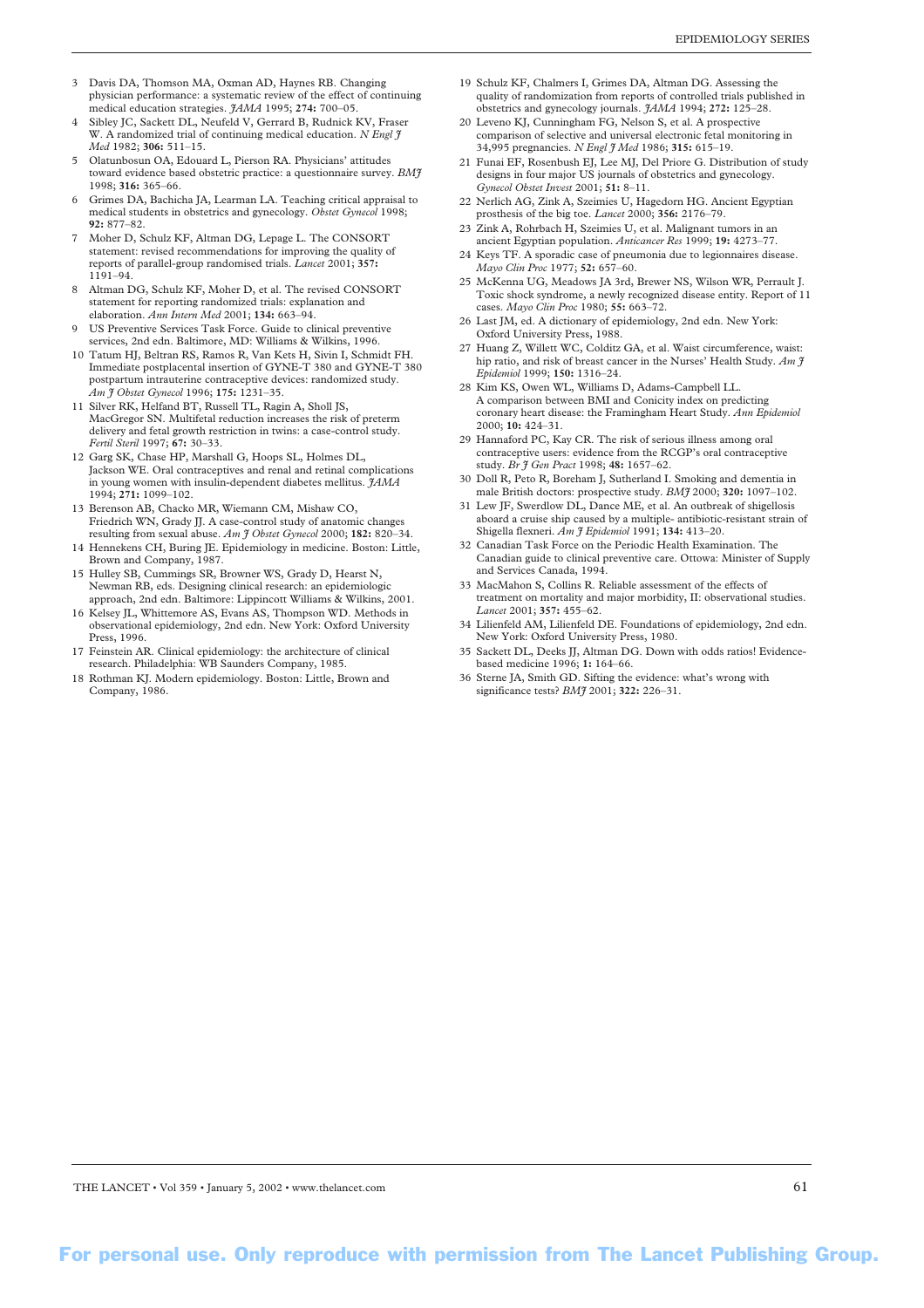3 Davis DA, Thomson MA, Oxman AD, Haynes RB. Changing physician performance: a systematic review of the effect of continuing medical education strategies. *JAMA* 1995; **274:** 700–05.

4 Sibley JC, Sackett DL, Neufeld V, Gerrard B, Rudnick KV, Fraser W. A randomized trial of continuing medical education. *N Engl J Med* 1982; **306:** 511–15.

5 Olatunbosun OA, Edouard L, Pierson RA. Physicians' attitudes toward evidence based obstetric practice: a questionnaire survey. *BMJ* 1998; **316:** 365–66.

6 Grimes DA, Bachicha JA, Learman LA. Teaching critical appraisal to medical students in obstetrics and gynecology. *Obstet Gynecol* 1998; **92:** 877–82.

7 Moher D, Schulz KF, Altman DG, Lepage L. The CONSORT statement: revised recommendations for improving the quality of reports of parallel-group randomised trials. *Lancet* 2001; **357:** 1191–94.

8 Altman DG, Schulz KF, Moher D, et al. The revised CONSORT statement for reporting randomized trials: explanation and elaboration. *Ann Intern Med* 2001; **134:** 663–94.

9 US Preventive Services Task Force. Guide to clinical preventive services, 2nd edn. Baltimore, MD: Williams & Wilkins, 1996.

10 Tatum HJ, Beltran RS, Ramos R, Van Kets H, Sivin I, Schmidt FH. Immediate postplacental insertion of GYNE-T 380 and GYNE-T 380 postpartum intrauterine contraceptive devices: randomized study. *Am J Obstet Gynecol* 1996; **175:** 1231–35.

11 Silver RK, Helfand BT, Russell TL, Ragin A, Sholl JS, MacGregor SN. Multifetal reduction increases the risk of preterm delivery and fetal growth restriction in twins: a case-control study. *Fertil Steril* 1997; **67:** 30–33.

12 Garg SK, Chase HP, Marshall G, Hoops SL, Holmes DL, Jackson WE. Oral contraceptives and renal and retinal complications in young women with insulin-dependent diabetes mellitus. *JAMA* 1994; **271:** 1099–102.

13 Berenson AB, Chacko MR, Wiemann CM, Mishaw CO, Friedrich WN, Grady JJ. A case-control study of anatomic changes resulting from sexual abuse. *Am J Obstet Gynecol* 2000; **182:** 820–34.

14 Hennekens CH, Buring JE. Epidemiology in medicine. Boston: Little, Brown and Company, 1987.

15 Hulley SB, Cummings SR, Browner WS, Grady D, Hearst N, Newman RB, eds. Designing clinical research: an epidemiologic approach, 2nd edn. Baltimore: Lippincott Williams & Wilkins, 2001.

16 Kelsey JL, Whittemore AS, Evans AS, Thompson WD. Methods in observational epidemiology, 2nd edn. New York: Oxford University Press, 1996.

17 Feinstein AR. Clinical epidemiology: the architecture of clinical research. Philadelphia: WB Saunders Company, 1985.

18 Rothman KJ. Modern epidemiology. Boston: Little, Brown and Company, 1986.

19 Schulz KF, Chalmers I, Grimes DA, Altman DG. Assessing the quality of randomization from reports of controlled trials published in obstetrics and gynecology journals. *JAMA* 1994; **272:** 125–28.

20 Leveno KJ, Cunningham FG, Nelson S, et al. A prospective comparison of selective and universal electronic fetal monitoring in 34,995 pregnancies. *N Engl J Med* 1986; **315:** 615–19.

21 Funai EF, Rosenbush EJ, Lee MJ, Del Priore G. Distribution of study designs in four major US journals of obstetrics and gynecology. *Gynecol Obstet Invest* 2001; **51:** 8–11.

22 Nerlich AG, Zink A, Szeimies U, Hagedorn HG. Ancient Egyptian prosthesis of the big toe. *Lancet* 2000; **356:** 2176–79.

23 Zink A, Rohrbach H, Szeimies U, et al. Malignant tumors in an ancient Egyptian population. *Anticancer Res* 1999; **19:** 4273–77.

24 Keys TF. A sporadic case of pneumonia due to legionnaires disease. *Mayo Clin Proc* 1977; **52:** 657–60.

25 McKenna UG, Meadows JA 3rd, Brewer NS, Wilson WR, Perrault J. Toxic shock syndrome, a newly recognized disease entity. Report of 11 cases. *Mayo Clin Proc* 1980; **55:** 663–72.

26 Last JM, ed. A dictionary of epidemiology, 2nd edn. New York: Oxford University Press, 1988.

27 Huang Z, Willett WC, Colditz GA, et al. Waist circumference, waist:hip ratio, and risk of breast cancer in the Nurses' Health Study. *Am J Epidemiol* 1999; **150:** 1316–24.

28 Kim KS, Owen WL, Williams D, Adams-Campbell LL. A comparison between BMI and Conicity index on predicting coronary heart disease: the Framingham Heart Study. *Ann Epidemiol* 2000; **10:** 424–31.

29 Hannaford PC, Kay CR. The risk of serious illness among oral contraceptive users: evidence from the RCGP's oral contraceptive study. *Br J Gen Pract* 1998; **48:** 1657–62.

30 Doll R, Peto R, Boreham J, Sutherland I. Smoking and dementia in male British doctors: prospective study. *BMJ* 2000; **320:** 1097–102.

31 Lew JF, Swerdlow DL, Dance ME, et al. An outbreak of shigellosis aboard a cruise ship caused by a multiple- antibiotic-resistant strain of Shigella flexneri. *Am J Epidemiol* 1991; **134:** 413–20.

32 Canadian Task Force on the Periodic Health Examination. The Canadian guide to clinical preventive care. Ottowa: Minister of Supply and Services Canada, 1994.

33 MacMahon S, Collins R. Reliable assessment of the effects of treatment on mortality and major morbidity, II: observational studies. *Lancet* 2001; **357:** 455–62.

34 Lilienfeld AM, Lilienfeld DE. Foundations of epidemiology, 2nd edn. New York: Oxford University Press, 1980.

35 Sackett DL, Deeks JJ, Altman DG. Down with odds ratios! Evidence-based medicine 1996; **1:** 164–66.

36 Sterne JA, Smith GD. Sifting the evidence: what's wrong with significance tests? *BMJ* 2001; **322:** 226–31.